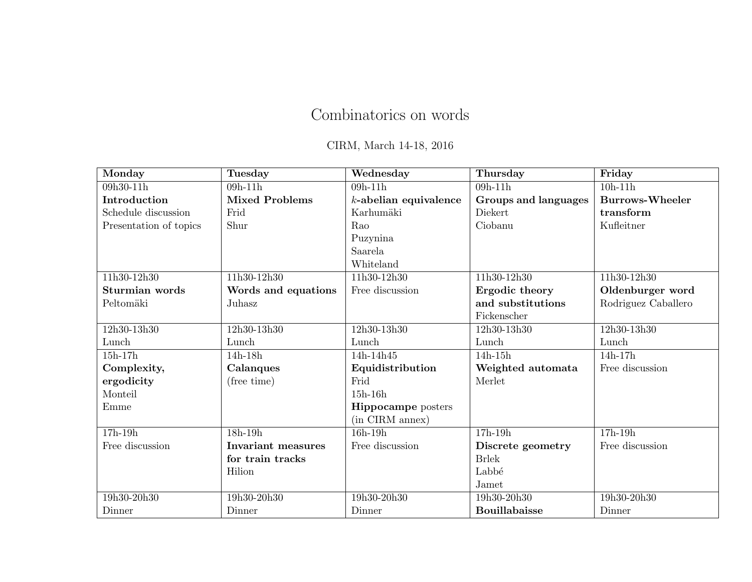# Combinatorics on words

CIRM, March 14-18, 2016

| **Monday** | **Tuesday** | **Wednesday** | **Thursday** | **Friday** |
|---|---|---|---|---|
| 09h30-11h<br>**Introduction**<br>Schedule discussion<br>Presentation of topics | 09h-11h<br>**Mixed Problems**<br>Frid<br>Shur | 09h-11h<br>***k*-abelian equivalence**<br>Karhumäki<br>Rao<br>Puzynina<br>Saarela<br>Whiteland | 09h-11h<br>**Groups and languages**<br>Diekert<br>Ciobanu | 10h-11h<br>**Burrows-Wheeler transform**<br>Kufleitner |
| 11h30-12h30<br>**Sturmian words**<br>Peltomäki | 11h30-12h30<br>**Words and equations**<br>Juhasz | 11h30-12h30<br>Free discussion | 11h30-12h30<br>**Ergodic theory and substitutions**<br>Fickenscher | 11h30-12h30<br>**Oldenburger word**<br>Rodriguez Caballero |
| 12h30-13h30<br>Lunch | 12h30-13h30<br>Lunch | 12h30-13h30<br>Lunch | 12h30-13h30<br>Lunch | 12h30-13h30<br>Lunch |
| 15h-17h<br>**Complexity, ergodicity**<br>Monteil<br>Emme | 14h-18h<br>**Calanques**<br>(free time) | 14h-14h45<br>**Equidistribution**<br>Frid<br>15h-16h<br>**Hippocampe** posters<br>(in CIRM annex) | 14h-15h<br>**Weighted automata**<br>Merlet | 14h-17h<br>Free discussion |
| 17h-19h<br>Free discussion | 18h-19h<br>**Invariant measures for train tracks**<br>Hilion | 16h-19h<br>Free discussion | 17h-19h<br>**Discrete geometry**<br>Brlek<br>Labbé<br>Jamet | 17h-19h<br>Free discussion |
| 19h30-20h30<br>Dinner | 19h30-20h30<br>Dinner | 19h30-20h30<br>Dinner | 19h30-20h30<br>**Bouillabaisse** | 19h30-20h30<br>Dinner |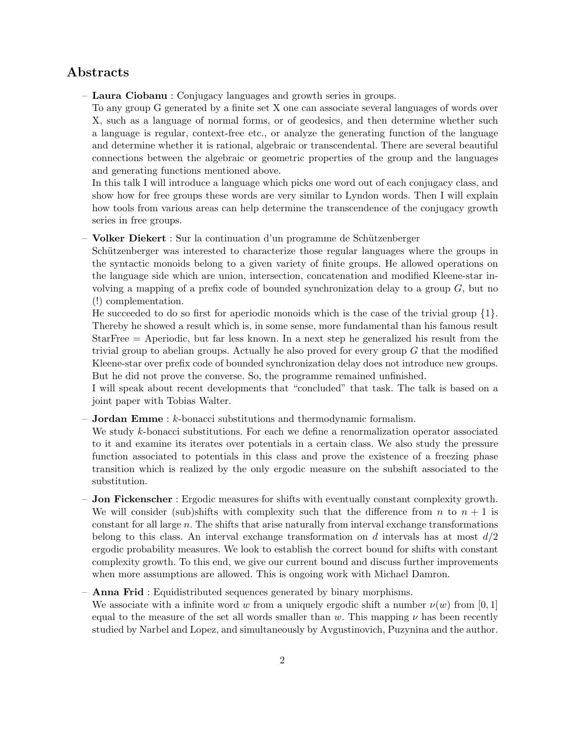## Abstracts

- **Laura Ciobanu** : Conjugacy languages and growth series in groups.
  To any group G generated by a finite set X one can associate several languages of words over X, such as a language of normal forms, or of geodesics, and then determine whether such a language is regular, context-free etc., or analyze the generating function of the language and determine whether it is rational, algebraic or transcendental. There are several beautiful connections between the algebraic or geometric properties of the group and the languages and generating functions mentioned above.
  In this talk I will introduce a language which picks one word out of each conjugacy class, and show how for free groups these words are very similar to Lyndon words. Then I will explain how tools from various areas can help determine the transcendence of the conjugacy growth series in free groups.

- **Volker Diekert** : Sur la continuation d'un programme de Schützenberger
  Schützenberger was interested to characterize those regular languages where the groups in the syntactic monoids belong to a given variety of finite groups. He allowed operations on the language side which are union, intersection, concatenation and modified Kleene-star involving a mapping of a prefix code of bounded synchronization delay to a group $G$, but no (!) complementation.
  He succeeded to do so first for aperiodic monoids which is the case of the trivial group $\{1\}$. Thereby he showed a result which is, in some sense, more fundamental than his famous result StarFree = Aperiodic, but far less known. In a next step he generalized his result from the trivial group to abelian groups. Actually he also proved for every group $G$ that the modified Kleene-star over prefix code of bounded synchronization delay does not introduce new groups. But he did not prove the converse. So, the programme remained unfinished.
  I will speak about recent developments that "concluded" that task. The talk is based on a joint paper with Tobias Walter.

- **Jordan Emme** : $k$-bonacci substitutions and thermodynamic formalism.
  We study $k$-bonacci substitutions. For each we define a renormalization operator associated to it and examine its iterates over potentials in a certain class. We also study the pressure function associated to potentials in this class and prove the existence of a freezing phase transition which is realized by the only ergodic measure on the subshift associated to the substitution.

- **Jon Fickenscher** : Ergodic measures for shifts with eventually constant complexity growth.
  We will consider (sub)shifts with complexity such that the difference from $n$ to $n + 1$ is constant for all large $n$. The shifts that arise naturally from interval exchange transformations belong to this class. An interval exchange transformation on $d$ intervals has at most $d/2$ ergodic probability measures. We look to establish the correct bound for shifts with constant complexity growth. To this end, we give our current bound and discuss further improvements when more assumptions are allowed. This is ongoing work with Michael Damron.

- **Anna Frid** : Equidistributed sequences generated by binary morphisms.
  We associate with a infinite word $w$ from a uniquely ergodic shift a number $\nu(w)$ from $[0, 1]$ equal to the measure of the set all words smaller than $w$. This mapping $\nu$ has been recently studied by Narbel and Lopez, and simultaneously by Avgustinovich, Puzynina and the author.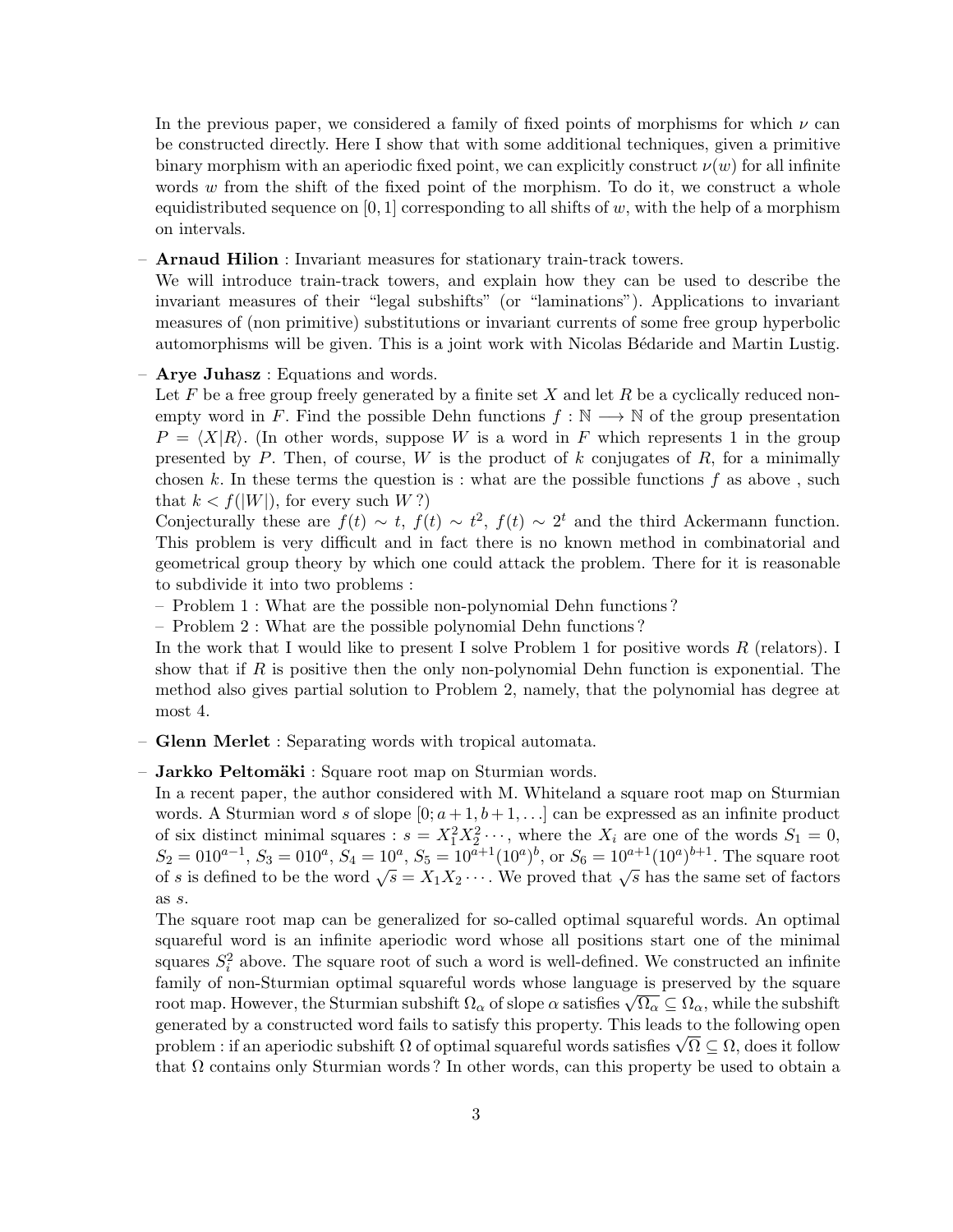In the previous paper, we considered a family of fixed points of morphisms for which $\nu$ can be constructed directly. Here I show that with some additional techniques, given a primitive binary morphism with an aperiodic fixed point, we can explicitly construct $\nu(w)$ for all infinite words $w$ from the shift of the fixed point of the morphism. To do it, we construct a whole equidistributed sequence on $[0,1]$ corresponding to all shifts of $w$, with the help of a morphism on intervals.

– **Arnaud Hilion** : Invariant measures for stationary train-track towers.
We will introduce train-track towers, and explain how they can be used to describe the invariant measures of their "legal subshifts" (or "laminations"). Applications to invariant measures of (non primitive) substitutions or invariant currents of some free group hyperbolic automorphisms will be given. This is a joint work with Nicolas Bédaride and Martin Lustig.

– **Arye Juhasz** : Equations and words.
Let $F$ be a free group freely generated by a finite set $X$ and let $R$ be a cyclically reduced non-empty word in $F$. Find the possible Dehn functions $f : \mathbb{N} \longrightarrow \mathbb{N}$ of the group presentation $P = \langle X|R \rangle$. (In other words, suppose $W$ is a word in $F$ which represents 1 in the group presented by $P$. Then, of course, $W$ is the product of $k$ conjugates of $R$, for a minimally chosen $k$. In these terms the question is : what are the possible functions $f$ as above , such that $k < f(|W|)$, for every such $W$ ?)
Conjecturally these are $f(t) \sim t$, $f(t) \sim t^2$, $f(t) \sim 2^t$ and the third Ackermann function. This problem is very difficult and in fact there is no known method in combinatorial and geometrical group theory by which one could attack the problem. There for it is reasonable to subdivide it into two problems :
– Problem 1 : What are the possible non-polynomial Dehn functions ?
– Problem 2 : What are the possible polynomial Dehn functions ?
In the work that I would like to present I solve Problem 1 for positive words $R$ (relators). I show that if $R$ is positive then the only non-polynomial Dehn function is exponential. The method also gives partial solution to Problem 2, namely, that the polynomial has degree at most 4.

– **Glenn Merlet** : Separating words with tropical automata.

– **Jarkko Peltomäki** : Square root map on Sturmian words.
In a recent paper, the author considered with M. Whiteland a square root map on Sturmian words. A Sturmian word $s$ of slope $[0; a+1, b+1, \ldots]$ can be expressed as an infinite product of six distinct minimal squares : $s = X_1^2 X_2^2 \cdots$, where the $X_i$ are one of the words $S_1 = 0$, $S_2 = 010^{a-1}$, $S_3 = 010^a$, $S_4 = 10^a$, $S_5 = 10^{a+1}(10^a)^b$, or $S_6 = 10^{a+1}(10^a)^{b+1}$. The square root of $s$ is defined to be the word $\sqrt{s} = X_1 X_2 \cdots$. We proved that $\sqrt{s}$ has the same set of factors as $s$.
The square root map can be generalized for so-called optimal squareful words. An optimal squareful word is an infinite aperiodic word whose all positions start one of the minimal squares $S_i^2$ above. The square root of such a word is well-defined. We constructed an infinite family of non-Sturmian optimal squareful words whose language is preserved by the square root map. However, the Sturmian subshift $\Omega_\alpha$ of slope $\alpha$ satisfies $\sqrt{\Omega_\alpha} \subseteq \Omega_\alpha$, while the subshift generated by a constructed word fails to satisfy this property. This leads to the following open problem : if an aperiodic subshift $\Omega$ of optimal squareful words satisfies $\sqrt{\Omega} \subseteq \Omega$, does it follow that $\Omega$ contains only Sturmian words ? In other words, can this property be used to obtain a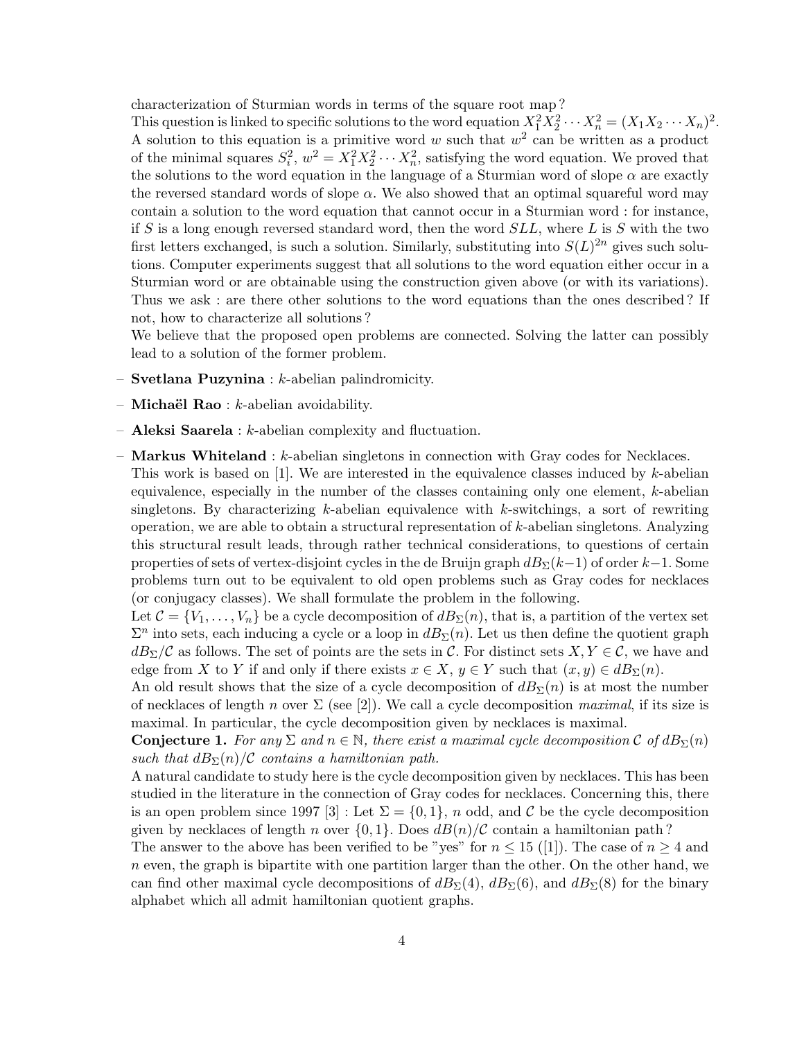characterization of Sturmian words in terms of the square root map ?
This question is linked to specific solutions to the word equation $X_1^2 X_2^2 \cdots X_n^2 = (X_1 X_2 \cdots X_n)^2$. A solution to this equation is a primitive word $w$ such that $w^2$ can be written as a product of the minimal squares $S_i^2$, $w^2 = X_1^2 X_2^2 \cdots X_n^2$, satisfying the word equation. We proved that the solutions to the word equation in the language of a Sturmian word of slope $\alpha$ are exactly the reversed standard words of slope $\alpha$. We also showed that an optimal squareful word may contain a solution to the word equation that cannot occur in a Sturmian word : for instance, if $S$ is a long enough reversed standard word, then the word $SLL$, where $L$ is $S$ with the two first letters exchanged, is such a solution. Similarly, substituting into $S(L)^{2n}$ gives such solutions. Computer experiments suggest that all solutions to the word equation either occur in a Sturmian word or are obtainable using the construction given above (or with its variations). Thus we ask : are there other solutions to the word equations than the ones described ? If not, how to characterize all solutions ?
We believe that the proposed open problems are connected. Solving the latter can possibly lead to a solution of the former problem.

- **Svetlana Puzynina** : $k$-abelian palindromicity.
- **Michaël Rao** : $k$-abelian avoidability.
- **Aleksi Saarela** : $k$-abelian complexity and fluctuation.
- **Markus Whiteland** : $k$-abelian singletons in connection with Gray codes for Necklaces.
  This work is based on [1]. We are interested in the equivalence classes induced by $k$-abelian equivalence, especially in the number of the classes containing only one element, $k$-abelian singletons. By characterizing $k$-abelian equivalence with $k$-switchings, a sort of rewriting operation, we are able to obtain a structural representation of $k$-abelian singletons. Analyzing this structural result leads, through rather technical considerations, to questions of certain properties of sets of vertex-disjoint cycles in the de Bruijn graph $dB_\Sigma(k-1)$ of order $k-1$. Some problems turn out to be equivalent to old open problems such as Gray codes for necklaces (or conjugacy classes). We shall formulate the problem in the following.
  Let $\mathcal{C} = \{V_1, \ldots, V_n\}$ be a cycle decomposition of $dB_\Sigma(n)$, that is, a partition of the vertex set $\Sigma^n$ into sets, each inducing a cycle or a loop in $dB_\Sigma(n)$. Let us then define the quotient graph $dB_\Sigma/\mathcal{C}$ as follows. The set of points are the sets in $\mathcal{C}$. For distinct sets $X, Y \in \mathcal{C}$, we have and edge from $X$ to $Y$ if and only if there exists $x \in X$, $y \in Y$ such that $(x, y) \in dB_\Sigma(n)$.
  An old result shows that the size of a cycle decomposition of $dB_\Sigma(n)$ is at most the number of necklaces of length $n$ over $\Sigma$ (see [2]). We call a cycle decomposition *maximal*, if its size is maximal. In particular, the cycle decomposition given by necklaces is maximal.
  **Conjecture 1.** *For any $\Sigma$ and $n \in \mathbb{N}$, there exist a maximal cycle decomposition $\mathcal{C}$ of $dB_\Sigma(n)$ such that $dB_\Sigma(n)/\mathcal{C}$ contains a hamiltonian path.*
  A natural candidate to study here is the cycle decomposition given by necklaces. This has been studied in the literature in the connection of Gray codes for necklaces. Concerning this, there is an open problem since 1997 [3] : Let $\Sigma = \{0, 1\}$, $n$ odd, and $\mathcal{C}$ be the cycle decomposition given by necklaces of length $n$ over $\{0, 1\}$. Does $dB(n)/\mathcal{C}$ contain a hamiltonian path ?
  The answer to the above has been verified to be "yes" for $n \leq 15$ ([1]). The case of $n \geq 4$ and $n$ even, the graph is bipartite with one partition larger than the other. On the other hand, we can find other maximal cycle decompositions of $dB_\Sigma(4)$, $dB_\Sigma(6)$, and $dB_\Sigma(8)$ for the binary alphabet which all admit hamiltonian quotient graphs.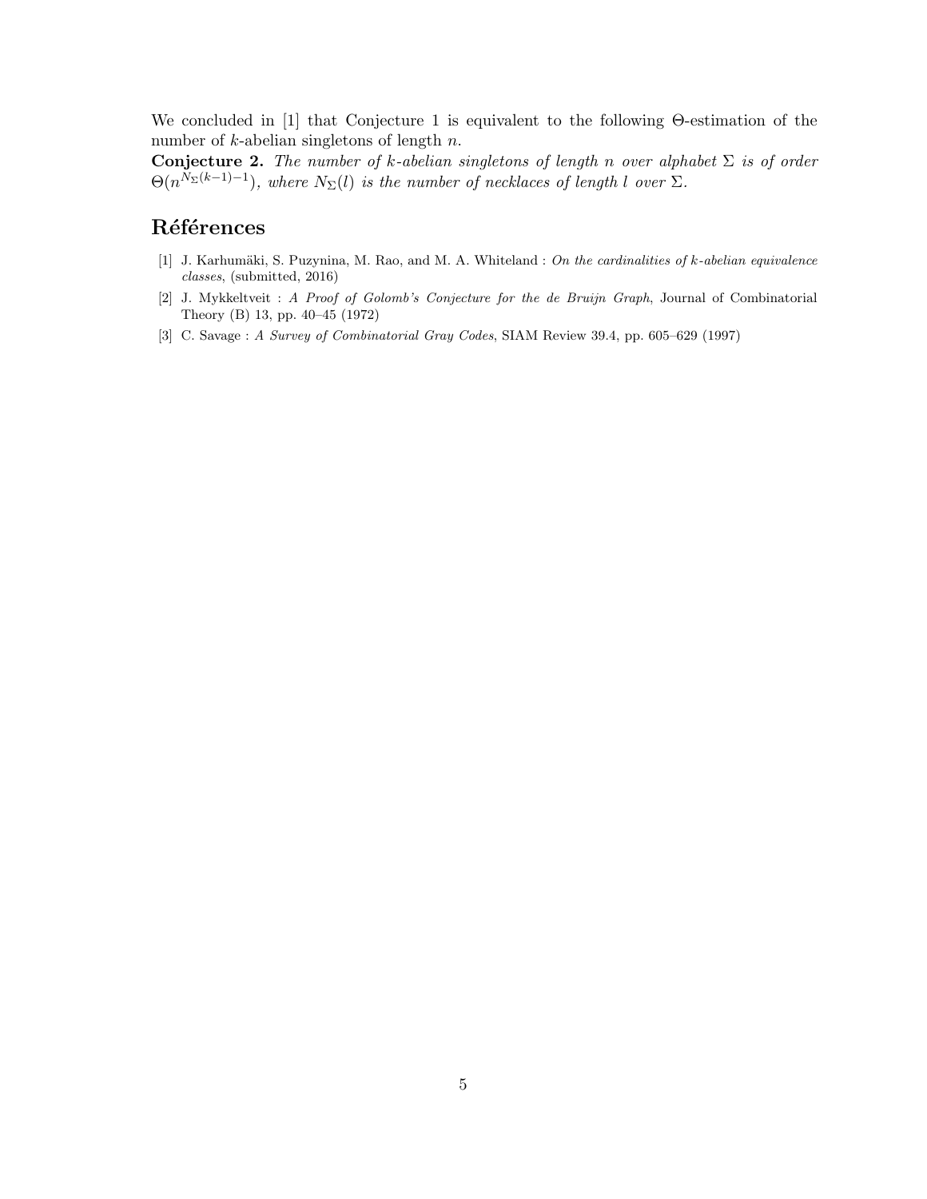We concluded in [1] that Conjecture 1 is equivalent to the following $\Theta$-estimation of the number of $k$-abelian singletons of length $n$.

**Conjecture 2.** *The number of $k$-abelian singletons of length $n$ over alphabet $\Sigma$ is of order $\Theta(n^{N_\Sigma(k-1)-1})$, where $N_\Sigma(l)$ is the number of necklaces of length $l$ over $\Sigma$.*

## Références

[1] J. Karhumäki, S. Puzynina, M. Rao, and M. A. Whiteland : *On the cardinalities of $k$-abelian equivalence classes*, (submitted, 2016)

[2] J. Mykkeltveit : *A Proof of Golomb's Conjecture for the de Bruijn Graph*, Journal of Combinatorial Theory (B) 13, pp. 40–45 (1972)

[3] C. Savage : *A Survey of Combinatorial Gray Codes*, SIAM Review 39.4, pp. 605–629 (1997)